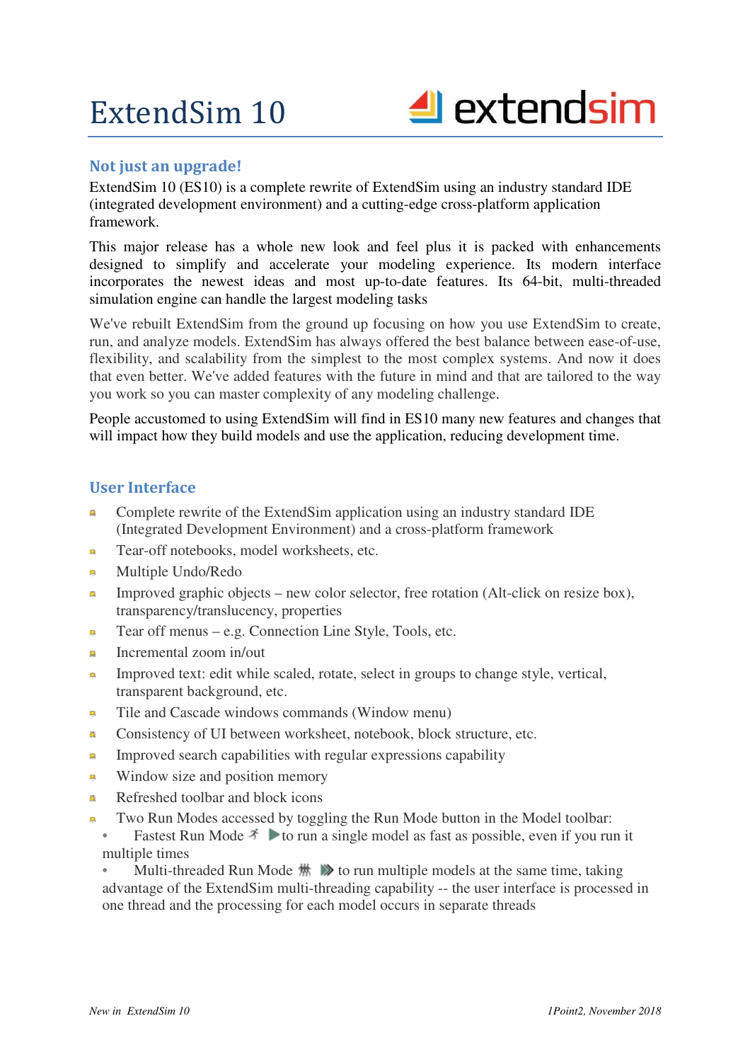# ExtendSim 10

## Not just an upgrade!

ExtendSim 10 (ES10) is a complete rewrite of ExtendSim using an industry standard IDE (integrated development environment) and a cutting-edge cross-platform application framework.

This major release has a whole new look and feel plus it is packed with enhancements designed to simplify and accelerate your modeling experience. Its modern interface incorporates the newest ideas and most up-to-date features. Its 64-bit, multi-threaded simulation engine can handle the largest modeling tasks

We've rebuilt ExtendSim from the ground up focusing on how you use ExtendSim to create, run, and analyze models. ExtendSim has always offered the best balance between ease-of-use, flexibility, and scalability from the simplest to the most complex systems. And now it does that even better. We've added features with the future in mind and that are tailored to the way you work so you can master complexity of any modeling challenge.

People accustomed to using ExtendSim will find in ES10 many new features and changes that will impact how they build models and use the application, reducing development time.

## User Interface

- Complete rewrite of the ExtendSim application using an industry standard IDE (Integrated Development Environment) and a cross-platform framework
- Tear-off notebooks, model worksheets, etc.
- Multiple Undo/Redo
- Improved graphic objects – new color selector, free rotation (Alt-click on resize box), transparency/translucency, properties
- Tear off menus – e.g. Connection Line Style, Tools, etc.
- Incremental zoom in/out
- Improved text: edit while scaled, rotate, select in groups to change style, vertical, transparent background, etc.
- Tile and Cascade windows commands (Window menu)
- Consistency of UI between worksheet, notebook, block structure, etc.
- Improved search capabilities with regular expressions capability
- Window size and position memory
- Refreshed toolbar and block icons
- Two Run Modes accessed by toggling the Run Mode button in the Model toolbar:
  - Fastest Run Mode to run a single model as fast as possible, even if you run it multiple times
  - Multi-threaded Run Mode to run multiple models at the same time, taking advantage of the ExtendSim multi-threading capability -- the user interface is processed in one thread and the processing for each model occurs in separate threads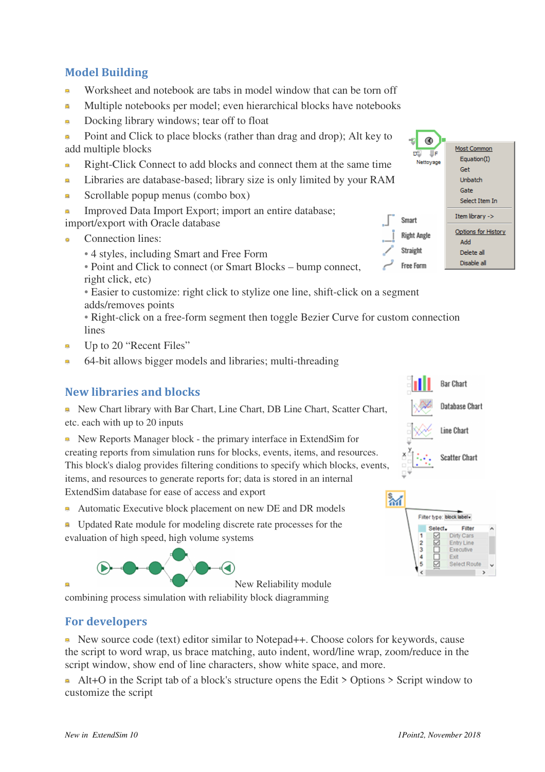## Model Building

- Worksheet and notebook are tabs in model window that can be torn off
- Multiple notebooks per model; even hierarchical blocks have notebooks
- Docking library windows; tear off to float
- Point and Click to place blocks (rather than drag and drop); Alt key to add multiple blocks
- Right-Click Connect to add blocks and connect them at the same time
- Libraries are database-based; library size is only limited by your RAM
- Scrollable popup menus (combo box)
- Improved Data Import Export; import an entire database; import/export with Oracle database
- Connection lines:
  - 4 styles, including Smart and Free Form
  - Point and Click to connect (or Smart Blocks – bump connect, right click, etc)
  - Easier to customize: right click to stylize one line, shift-click on a segment adds/removes points
  - Right-click on a free-form segment then toggle Bezier Curve for custom connection lines
- Up to 20 "Recent Files"
- 64-bit allows bigger models and libraries; multi-threading

## New libraries and blocks

- New Chart library with Bar Chart, Line Chart, DB Line Chart, Scatter Chart, etc. each with up to 20 inputs
- New Reports Manager block - the primary interface in ExtendSim for creating reports from simulation runs for blocks, events, items, and resources. This block's dialog provides filtering conditions to specify which blocks, events, items, and resources to generate reports for; data is stored in an internal ExtendSim database for ease of access and export
- Automatic Executive block placement on new DE and DR models
- Updated Rate module for modeling discrete rate processes for the evaluation of high speed, high volume systems
- New Reliability module combining process simulation with reliability block diagramming

## For developers

- New source code (text) editor similar to Notepad++. Choose colors for keywords, cause the script to word wrap, us brace matching, auto indent, word/line wrap, zoom/reduce in the script window, show end of line characters, show white space, and more.
- Alt+O in the Script tab of a block's structure opens the Edit > Options > Script window to customize the script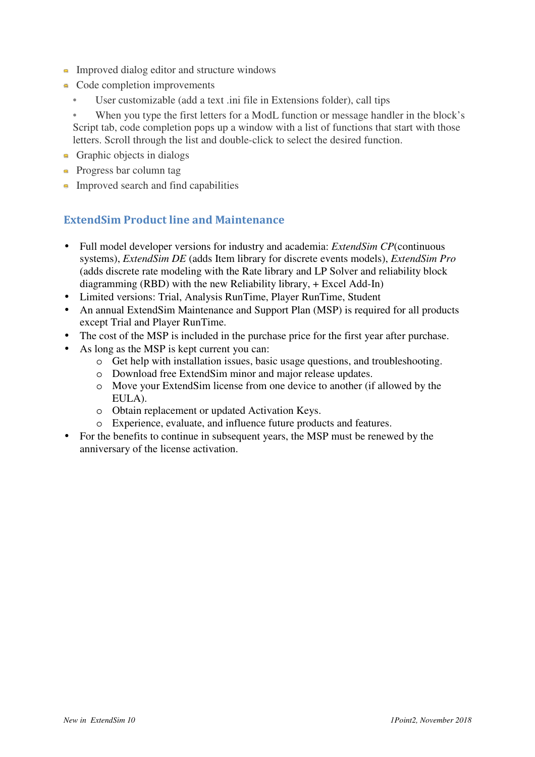- Improved dialog editor and structure windows
- Code completion improvements
    - User customizable (add a text .ini file in Extensions folder), call tips
    - When you type the first letters for a ModL function or message handler in the block's Script tab, code completion pops up a window with a list of functions that start with those letters. Scroll through the list and double-click to select the desired function.
- Graphic objects in dialogs
- Progress bar column tag
- Improved search and find capabilities

## ExtendSim Product line and Maintenance

- Full model developer versions for industry and academia: *ExtendSim CP*(continuous systems), *ExtendSim DE* (adds Item library for discrete events models), *ExtendSim Pro* (adds discrete rate modeling with the Rate library and LP Solver and reliability block diagramming (RBD) with the new Reliability library, + Excel Add-In)
- Limited versions: Trial, Analysis RunTime, Player RunTime, Student
- An annual ExtendSim Maintenance and Support Plan (MSP) is required for all products except Trial and Player RunTime.
- The cost of the MSP is included in the purchase price for the first year after purchase.
- As long as the MSP is kept current you can:
    - Get help with installation issues, basic usage questions, and troubleshooting.
    - Download free ExtendSim minor and major release updates.
    - Move your ExtendSim license from one device to another (if allowed by the EULA).
    - Obtain replacement or updated Activation Keys.
    - Experience, evaluate, and influence future products and features.
- For the benefits to continue in subsequent years, the MSP must be renewed by the anniversary of the license activation.